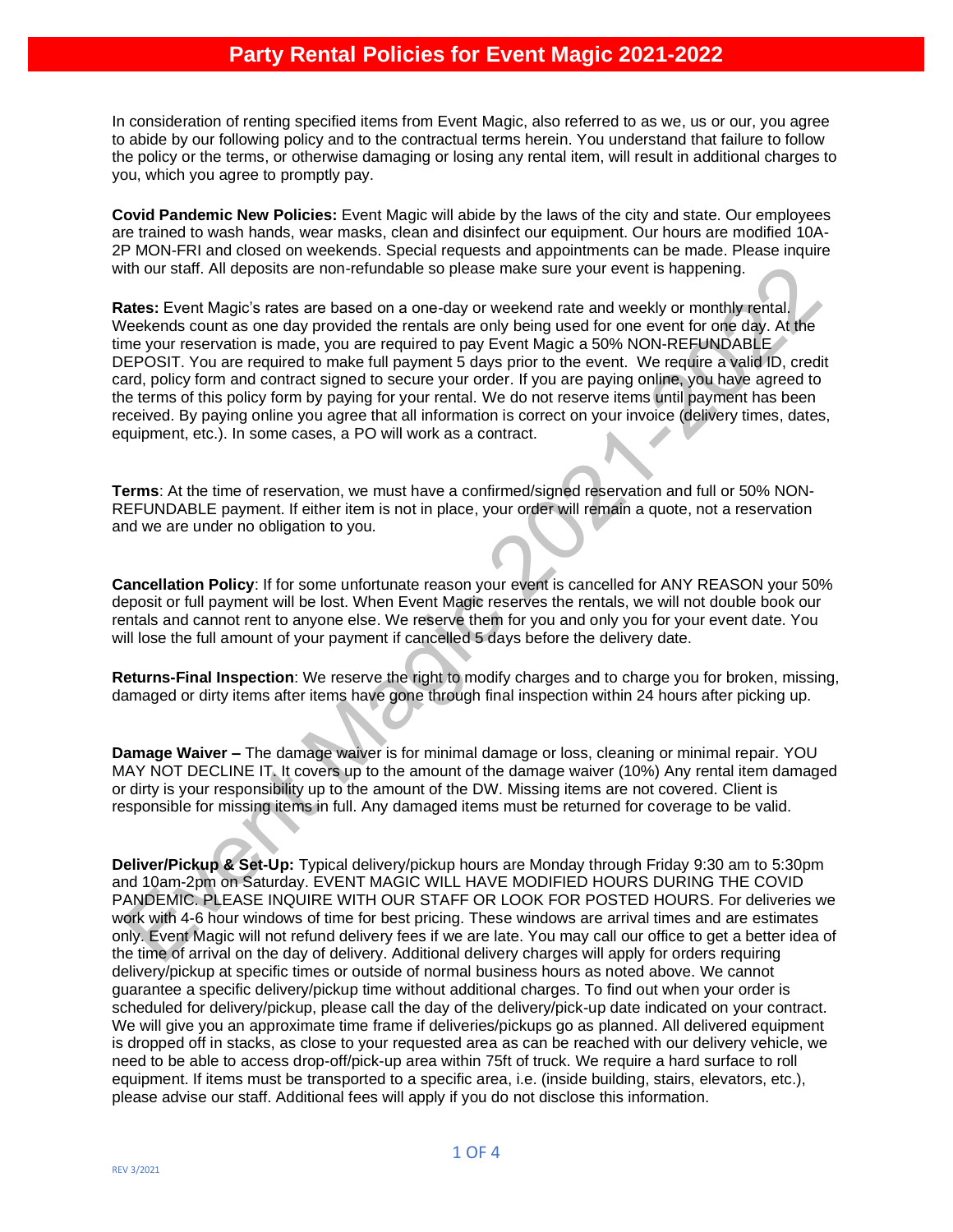# Party Rental Policies for Event Magic 2021-2022

In consideration of renting specified items from Event Magic, also referred to as we, us or our, you agree to abide by our following policy and to the contractual terms herein. You understand that failure to follow the policy or the terms, or otherwise damaging or losing any rental item, will result in additional charges to you, which you agree to promptly pay.

**Covid Pandemic New Policies:** Event Magic will abide by the laws of the city and state. Our employees are trained to wash hands, wear masks, clean and disinfect our equipment. Our hours are modified 10A-2P MON-FRI and closed on weekends. Special requests and appointments can be made. Please inquire with our staff. All deposits are non-refundable so please make sure your event is happening.

**Rates:** Event Magic's rates are based on a one-day or weekend rate and weekly or monthly rental. Weekends count as one day provided the rentals are only being used for one event for one day. At the time your reservation is made, you are required to pay Event Magic a 50% NON-REFUNDABLE DEPOSIT. You are required to make full payment 5 days prior to the event. We require a valid ID, credit card, policy form and contract signed to secure your order. If you are paying online, you have agreed to the terms of this policy form by paying for your rental. We do not reserve items until payment has been received. By paying online you agree that all information is correct on your invoice (delivery times, dates, equipment, etc.). In some cases, a PO will work as a contract.

**Terms**: At the time of reservation, we must have a confirmed/signed reservation and full or 50% NON-REFUNDABLE payment. If either item is not in place, your order will remain a quote, not a reservation and we are under no obligation to you.

**Cancellation Policy**: If for some unfortunate reason your event is cancelled for ANY REASON your 50% deposit or full payment will be lost. When Event Magic reserves the rentals, we will not double book our rentals and cannot rent to anyone else. We reserve them for you and only you for your event date. You will lose the full amount of your payment if cancelled 5 days before the delivery date.

**Returns-Final Inspection**: We reserve the right to modify charges and to charge you for broken, missing, damaged or dirty items after items have gone through final inspection within 24 hours after picking up.

**Damage Waiver –** The damage waiver is for minimal damage or loss, cleaning or minimal repair. YOU MAY NOT DECLINE IT. It covers up to the amount of the damage waiver (10%) Any rental item damaged or dirty is your responsibility up to the amount of the DW. Missing items are not covered. Client is responsible for missing items in full. Any damaged items must be returned for coverage to be valid.

**Deliver/Pickup & Set-Up:** Typical delivery/pickup hours are Monday through Friday 9:30 am to 5:30pm and 10am-2pm on Saturday. EVENT MAGIC WILL HAVE MODIFIED HOURS DURING THE COVID PANDEMIC. PLEASE INQUIRE WITH OUR STAFF OR LOOK FOR POSTED HOURS. For deliveries we work with 4-6 hour windows of time for best pricing. These windows are arrival times and are estimates only. Event Magic will not refund delivery fees if we are late. You may call our office to get a better idea of the time of arrival on the day of delivery. Additional delivery charges will apply for orders requiring delivery/pickup at specific times or outside of normal business hours as noted above. We cannot guarantee a specific delivery/pickup time without additional charges. To find out when your order is scheduled for delivery/pickup, please call the day of the delivery/pick-up date indicated on your contract. We will give you an approximate time frame if deliveries/pickups go as planned. All delivered equipment is dropped off in stacks, as close to your requested area as can be reached with our delivery vehicle, we need to be able to access drop-off/pick-up area within 75ft of truck. We require a hard surface to roll equipment. If items must be transported to a specific area, i.e. (inside building, stairs, elevators, etc.), please advise our staff. Additional fees will apply if you do not disclose this information.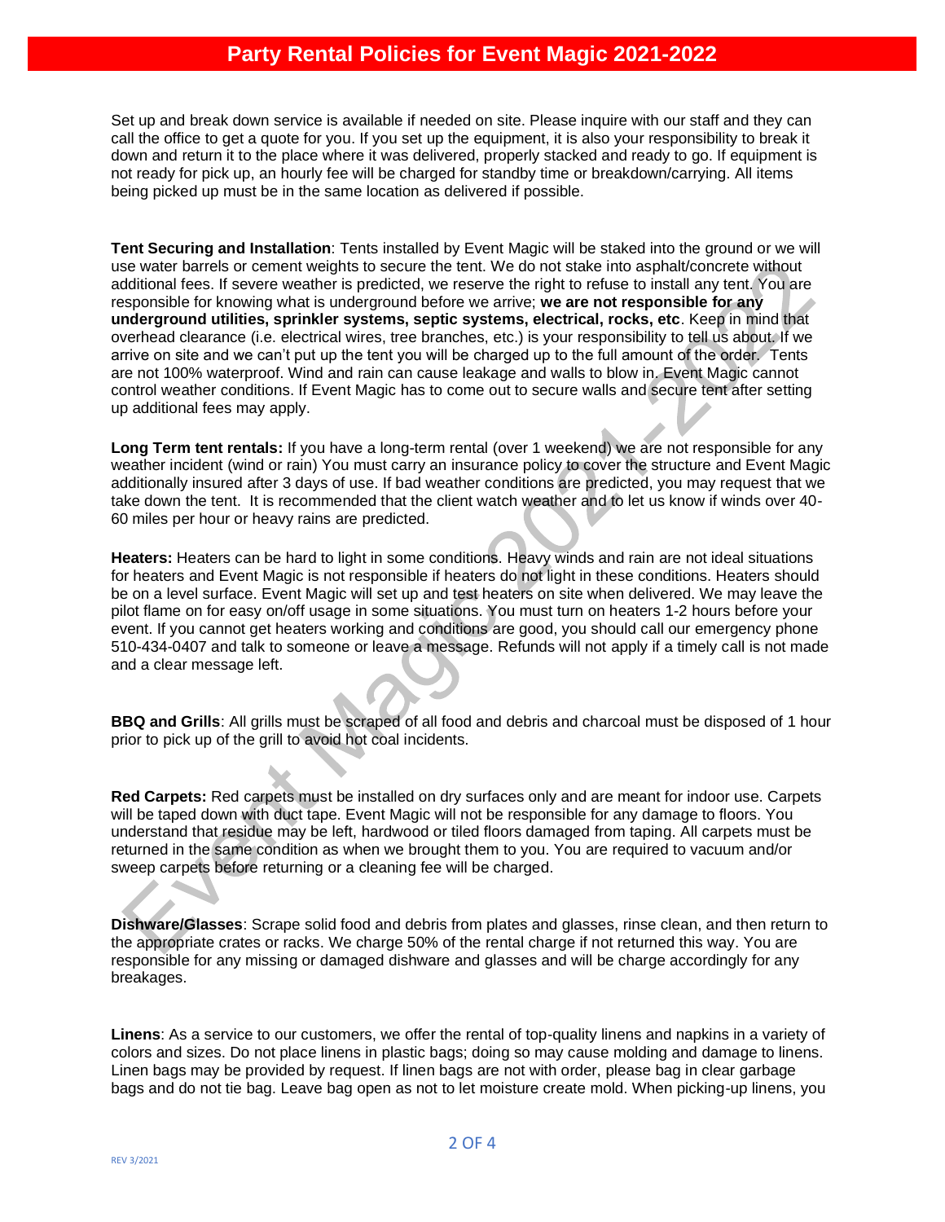Set up and break down service is available if needed on site. Please inquire with our staff and they can call the office to get a quote for you. If you set up the equipment, it is also your responsibility to break it down and return it to the place where it was delivered, properly stacked and ready to go. If equipment is not ready for pick up, an hourly fee will be charged for standby time or breakdown/carrying. All items being picked up must be in the same location as delivered if possible.

**Tent Securing and Installation**: Tents installed by Event Magic will be staked into the ground or we will use water barrels or cement weights to secure the tent. We do not stake into asphalt/concrete without additional fees. If severe weather is predicted, we reserve the right to refuse to install any tent. You are responsible for knowing what is underground before we arrive; **we are not responsible for any underground utilities, sprinkler systems, septic systems, electrical, rocks, etc**. Keep in mind that overhead clearance (i.e. electrical wires, tree branches, etc.) is your responsibility to tell us about. If we arrive on site and we can't put up the tent you will be charged up to the full amount of the order. Tents are not 100% waterproof. Wind and rain can cause leakage and walls to blow in. Event Magic cannot control weather conditions. If Event Magic has to come out to secure walls and secure tent after setting up additional fees may apply.

**Long Term tent rentals:** If you have a long-term rental (over 1 weekend) we are not responsible for any weather incident (wind or rain) You must carry an insurance policy to cover the structure and Event Magic additionally insured after 3 days of use. If bad weather conditions are predicted, you may request that we take down the tent. It is recommended that the client watch weather and to let us know if winds over 40-60 miles per hour or heavy rains are predicted.

**Heaters:** Heaters can be hard to light in some conditions. Heavy winds and rain are not ideal situations for heaters and Event Magic is not responsible if heaters do not light in these conditions. Heaters should be on a level surface. Event Magic will set up and test heaters on site when delivered. We may leave the pilot flame on for easy on/off usage in some situations. You must turn on heaters 1-2 hours before your event. If you cannot get heaters working and conditions are good, you should call our emergency phone 510-434-0407 and talk to someone or leave a message. Refunds will not apply if a timely call is not made and a clear message left.

**BBQ and Grills**: All grills must be scraped of all food and debris and charcoal must be disposed of 1 hour prior to pick up of the grill to avoid hot coal incidents.

**Red Carpets:** Red carpets must be installed on dry surfaces only and are meant for indoor use. Carpets will be taped down with duct tape. Event Magic will not be responsible for any damage to floors. You understand that residue may be left, hardwood or tiled floors damaged from taping. All carpets must be returned in the same condition as when we brought them to you. You are required to vacuum and/or sweep carpets before returning or a cleaning fee will be charged.

**Dishware/Glasses**: Scrape solid food and debris from plates and glasses, rinse clean, and then return to the appropriate crates or racks. We charge 50% of the rental charge if not returned this way. You are responsible for any missing or damaged dishware and glasses and will be charge accordingly for any breakages.

**Linens**: As a service to our customers, we offer the rental of top-quality linens and napkins in a variety of colors and sizes. Do not place linens in plastic bags; doing so may cause molding and damage to linens. Linen bags may be provided by request. If linen bags are not with order, please bag in clear garbage bags and do not tie bag. Leave bag open as not to let moisture create mold. When picking-up linens, you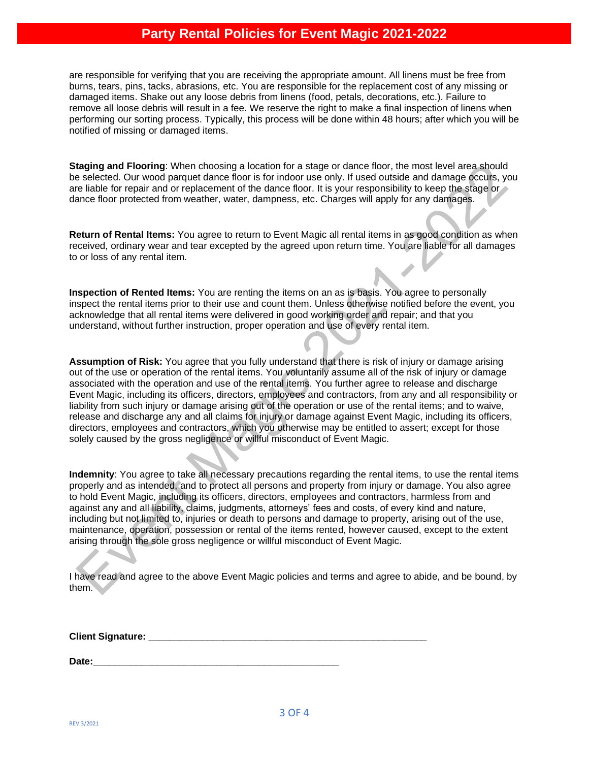are responsible for verifying that you are receiving the appropriate amount. All linens must be free from burns, tears, pins, tacks, abrasions, etc. You are responsible for the replacement cost of any missing or damaged items. Shake out any loose debris from linens (food, petals, decorations, etc.). Failure to remove all loose debris will result in a fee. We reserve the right to make a final inspection of linens when performing our sorting process. Typically, this process will be done within 48 hours; after which you will be notified of missing or damaged items.

**Staging and Flooring**: When choosing a location for a stage or dance floor, the most level area should be selected. Our wood parquet dance floor is for indoor use only. If used outside and damage occurs, you are liable for repair and or replacement of the dance floor. It is your responsibility to keep the stage or dance floor protected from weather, water, dampness, etc. Charges will apply for any damages.

**Return of Rental Items:** You agree to return to Event Magic all rental items in as good condition as when received, ordinary wear and tear excepted by the agreed upon return time. You are liable for all damages to or loss of any rental item.

**Inspection of Rented Items:** You are renting the items on an as is basis. You agree to personally inspect the rental items prior to their use and count them. Unless otherwise notified before the event, you acknowledge that all rental items were delivered in good working order and repair; and that you understand, without further instruction, proper operation and use of every rental item.

**Assumption of Risk:** You agree that you fully understand that there is risk of injury or damage arising out of the use or operation of the rental items. You voluntarily assume all of the risk of injury or damage associated with the operation and use of the rental items. You further agree to release and discharge Event Magic, including its officers, directors, employees and contractors, from any and all responsibility or liability from such injury or damage arising out of the operation or use of the rental items; and to waive, release and discharge any and all claims for injury or damage against Event Magic, including its officers, directors, employees and contractors, which you otherwise may be entitled to assert; except for those solely caused by the gross negligence or willful misconduct of Event Magic.

**Indemnity**: You agree to take all necessary precautions regarding the rental items, to use the rental items properly and as intended, and to protect all persons and property from injury or damage. You also agree to hold Event Magic, including its officers, directors, employees and contractors, harmless from and against any and all liability, claims, judgments, attorneys' fees and costs, of every kind and nature, including but not limited to, injuries or death to persons and damage to property, arising out of the use, maintenance, operation, possession or rental of the items rented, however caused, except to the extent arising through the sole gross negligence or willful misconduct of Event Magic.

I have read and agree to the above Event Magic policies and terms and agree to abide, and be bound, by them.

**Client Signature:** ____________________________________________________

**Date:**______________________________________________

REV 3/2021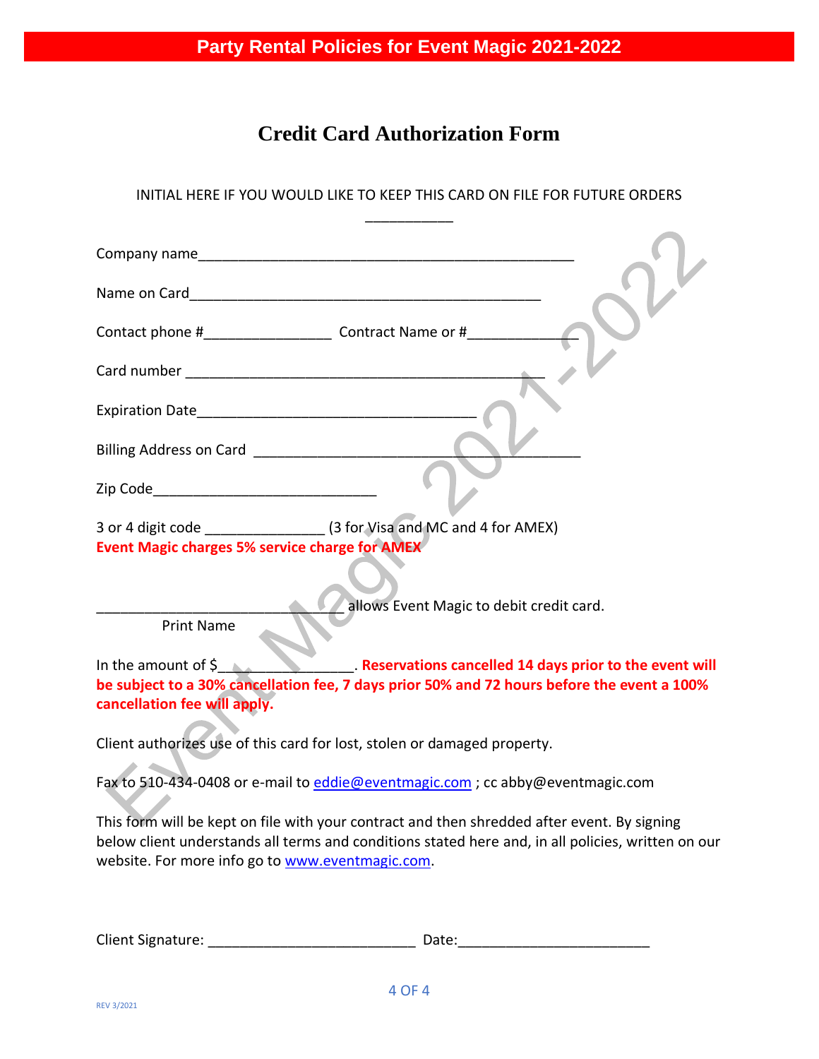# Credit Card Authorization Form

INITIAL HERE IF YOU WOULD LIKE TO KEEP THIS CARD ON FILE FOR FUTURE ORDERS ___________

Company name_________________________________________________

Name on Card_____________________________________________

Contact phone #________________ Contract Name or #______________

Card number _______________________________________________

Expiration Date____________________________________

Billing Address on Card __________________________________________

Zip Code____________________________

3 or 4 digit code _______________ (3 for Visa and MC and 4 for AMEX)
**Event Magic charges 5% service charge for AMEX**

_______________________________ allows Event Magic to debit credit card.
Print Name

In the amount of $_________________. **Reservations cancelled 14 days prior to the event will be subject to a 30% cancellation fee, 7 days prior 50% and 72 hours before the event a 100% cancellation fee will apply.**

Client authorizes use of this card for lost, stolen or damaged property.

Fax to 510-434-0408 or e-mail to eddie@eventmagic.com ; cc abby@eventmagic.com

This form will be kept on file with your contract and then shredded after event. By signing below client understands all terms and conditions stated here and, in all policies, written on our website. For more info go to www.eventmagic.com.

Client Signature: __________________________ Date:________________________

REV 3/2021